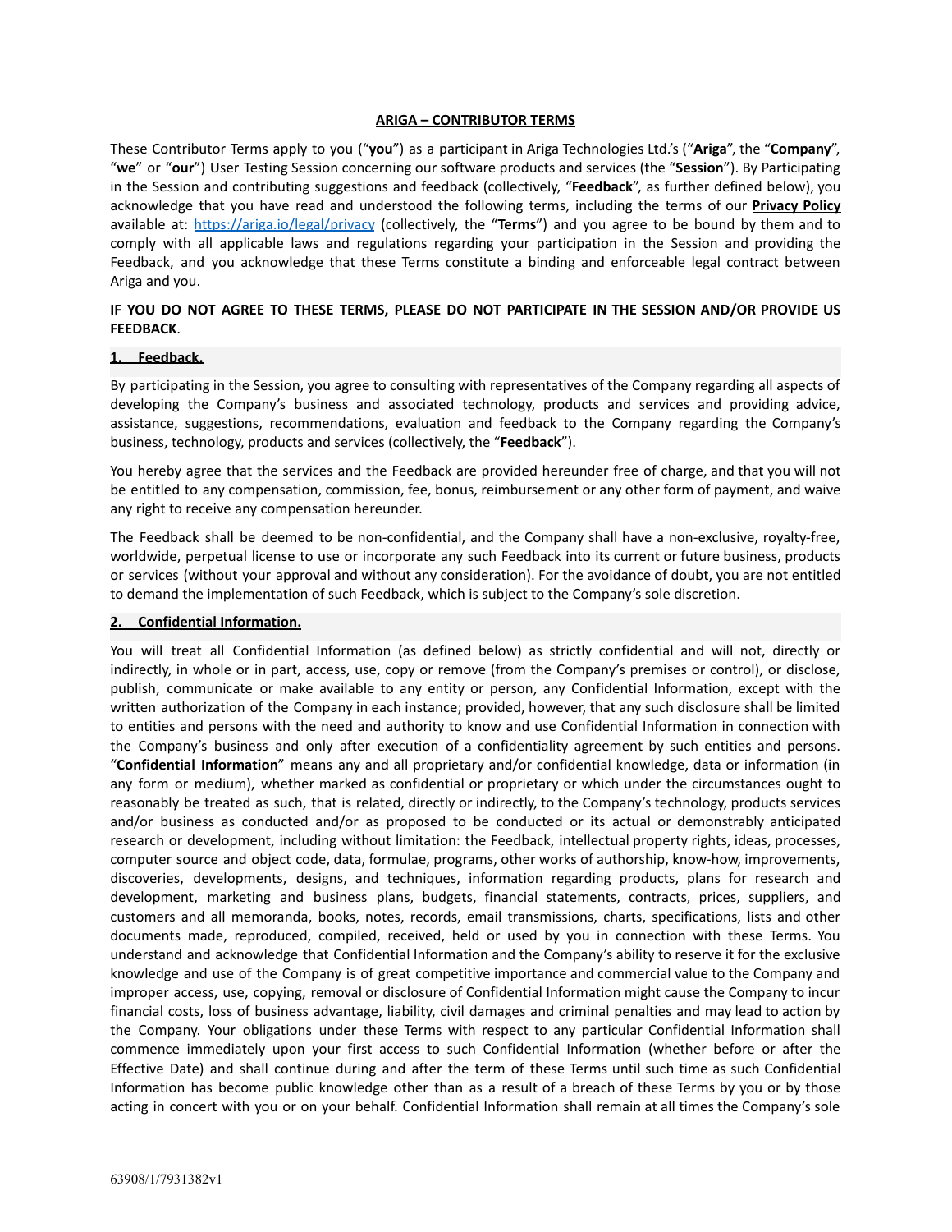# ARIGA – CONTRIBUTOR TERMS

These Contributor Terms apply to you ("**you**") as a participant in Ariga Technologies Ltd.'s ("**Ariga**", the "**Company**", "**we**" or "**our**") User Testing Session concerning our software products and services (the "**Session**"). By Participating in the Session and contributing suggestions and feedback (collectively, "**Feedback**", as further defined below), you acknowledge that you have read and understood the following terms, including the terms of our **Privacy Policy** available at: https://ariga.io/legal/privacy (collectively, the "**Terms**") and you agree to be bound by them and to comply with all applicable laws and regulations regarding your participation in the Session and providing the Feedback, and you acknowledge that these Terms constitute a binding and enforceable legal contract between Ariga and you.

**IF YOU DO NOT AGREE TO THESE TERMS, PLEASE DO NOT PARTICIPATE IN THE SESSION AND/OR PROVIDE US FEEDBACK**.

## 1. Feedback.

By participating in the Session, you agree to consulting with representatives of the Company regarding all aspects of developing the Company's business and associated technology, products and services and providing advice, assistance, suggestions, recommendations, evaluation and feedback to the Company regarding the Company's business, technology, products and services (collectively, the "**Feedback**").

You hereby agree that the services and the Feedback are provided hereunder free of charge, and that you will not be entitled to any compensation, commission, fee, bonus, reimbursement or any other form of payment, and waive any right to receive any compensation hereunder.

The Feedback shall be deemed to be non-confidential, and the Company shall have a non-exclusive, royalty-free, worldwide, perpetual license to use or incorporate any such Feedback into its current or future business, products or services (without your approval and without any consideration). For the avoidance of doubt, you are not entitled to demand the implementation of such Feedback, which is subject to the Company's sole discretion.

## 2. Confidential Information.

You will treat all Confidential Information (as defined below) as strictly confidential and will not, directly or indirectly, in whole or in part, access, use, copy or remove (from the Company's premises or control), or disclose, publish, communicate or make available to any entity or person, any Confidential Information, except with the written authorization of the Company in each instance; provided, however, that any such disclosure shall be limited to entities and persons with the need and authority to know and use Confidential Information in connection with the Company's business and only after execution of a confidentiality agreement by such entities and persons. "**Confidential Information**" means any and all proprietary and/or confidential knowledge, data or information (in any form or medium), whether marked as confidential or proprietary or which under the circumstances ought to reasonably be treated as such, that is related, directly or indirectly, to the Company's technology, products services and/or business as conducted and/or as proposed to be conducted or its actual or demonstrably anticipated research or development, including without limitation: the Feedback, intellectual property rights, ideas, processes, computer source and object code, data, formulae, programs, other works of authorship, know-how, improvements, discoveries, developments, designs, and techniques, information regarding products, plans for research and development, marketing and business plans, budgets, financial statements, contracts, prices, suppliers, and customers and all memoranda, books, notes, records, email transmissions, charts, specifications, lists and other documents made, reproduced, compiled, received, held or used by you in connection with these Terms. You understand and acknowledge that Confidential Information and the Company's ability to reserve it for the exclusive knowledge and use of the Company is of great competitive importance and commercial value to the Company and improper access, use, copying, removal or disclosure of Confidential Information might cause the Company to incur financial costs, loss of business advantage, liability, civil damages and criminal penalties and may lead to action by the Company. Your obligations under these Terms with respect to any particular Confidential Information shall commence immediately upon your first access to such Confidential Information (whether before or after the Effective Date) and shall continue during and after the term of these Terms until such time as such Confidential Information has become public knowledge other than as a result of a breach of these Terms by you or by those acting in concert with you or on your behalf. Confidential Information shall remain at all times the Company's sole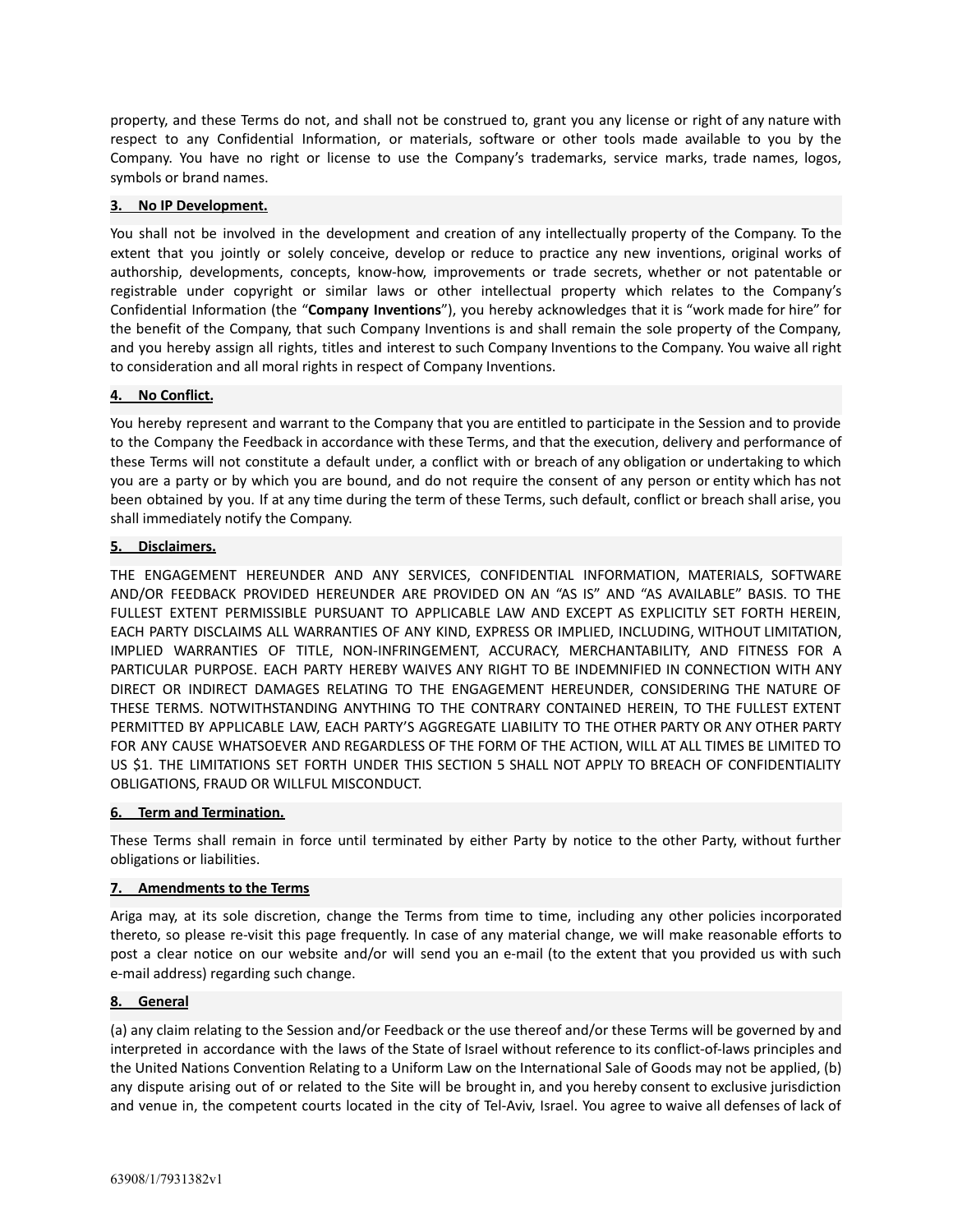property, and these Terms do not, and shall not be construed to, grant you any license or right of any nature with respect to any Confidential Information, or materials, software or other tools made available to you by the Company. You have no right or license to use the Company's trademarks, service marks, trade names, logos, symbols or brand names.

**3. No IP Development.**

You shall not be involved in the development and creation of any intellectually property of the Company. To the extent that you jointly or solely conceive, develop or reduce to practice any new inventions, original works of authorship, developments, concepts, know-how, improvements or trade secrets, whether or not patentable or registrable under copyright or similar laws or other intellectual property which relates to the Company's Confidential Information (the "**Company Inventions**"), you hereby acknowledges that it is "work made for hire" for the benefit of the Company, that such Company Inventions is and shall remain the sole property of the Company, and you hereby assign all rights, titles and interest to such Company Inventions to the Company. You waive all right to consideration and all moral rights in respect of Company Inventions.

**4. No Conflict.**

You hereby represent and warrant to the Company that you are entitled to participate in the Session and to provide to the Company the Feedback in accordance with these Terms, and that the execution, delivery and performance of these Terms will not constitute a default under, a conflict with or breach of any obligation or undertaking to which you are a party or by which you are bound, and do not require the consent of any person or entity which has not been obtained by you. If at any time during the term of these Terms, such default, conflict or breach shall arise, you shall immediately notify the Company.

**5. Disclaimers.**

THE ENGAGEMENT HEREUNDER AND ANY SERVICES, CONFIDENTIAL INFORMATION, MATERIALS, SOFTWARE AND/OR FEEDBACK PROVIDED HEREUNDER ARE PROVIDED ON AN "AS IS" AND "AS AVAILABLE" BASIS. TO THE FULLEST EXTENT PERMISSIBLE PURSUANT TO APPLICABLE LAW AND EXCEPT AS EXPLICITLY SET FORTH HEREIN, EACH PARTY DISCLAIMS ALL WARRANTIES OF ANY KIND, EXPRESS OR IMPLIED, INCLUDING, WITHOUT LIMITATION, IMPLIED WARRANTIES OF TITLE, NON-INFRINGEMENT, ACCURACY, MERCHANTABILITY, AND FITNESS FOR A PARTICULAR PURPOSE. EACH PARTY HEREBY WAIVES ANY RIGHT TO BE INDEMNIFIED IN CONNECTION WITH ANY DIRECT OR INDIRECT DAMAGES RELATING TO THE ENGAGEMENT HEREUNDER, CONSIDERING THE NATURE OF THESE TERMS. NOTWITHSTANDING ANYTHING TO THE CONTRARY CONTAINED HEREIN, TO THE FULLEST EXTENT PERMITTED BY APPLICABLE LAW, EACH PARTY'S AGGREGATE LIABILITY TO THE OTHER PARTY OR ANY OTHER PARTY FOR ANY CAUSE WHATSOEVER AND REGARDLESS OF THE FORM OF THE ACTION, WILL AT ALL TIMES BE LIMITED TO US $1. THE LIMITATIONS SET FORTH UNDER THIS SECTION 5 SHALL NOT APPLY TO BREACH OF CONFIDENTIALITY OBLIGATIONS, FRAUD OR WILLFUL MISCONDUCT.

**6. Term and Termination.**

These Terms shall remain in force until terminated by either Party by notice to the other Party, without further obligations or liabilities.

**7. Amendments to the Terms**

Ariga may, at its sole discretion, change the Terms from time to time, including any other policies incorporated thereto, so please re-visit this page frequently. In case of any material change, we will make reasonable efforts to post a clear notice on our website and/or will send you an e-mail (to the extent that you provided us with such e-mail address) regarding such change.

**8. General**

(a) any claim relating to the Session and/or Feedback or the use thereof and/or these Terms will be governed by and interpreted in accordance with the laws of the State of Israel without reference to its conflict-of-laws principles and the United Nations Convention Relating to a Uniform Law on the International Sale of Goods may not be applied, (b) any dispute arising out of or related to the Site will be brought in, and you hereby consent to exclusive jurisdiction and venue in, the competent courts located in the city of Tel-Aviv, Israel. You agree to waive all defenses of lack of

63908/1/7931382v1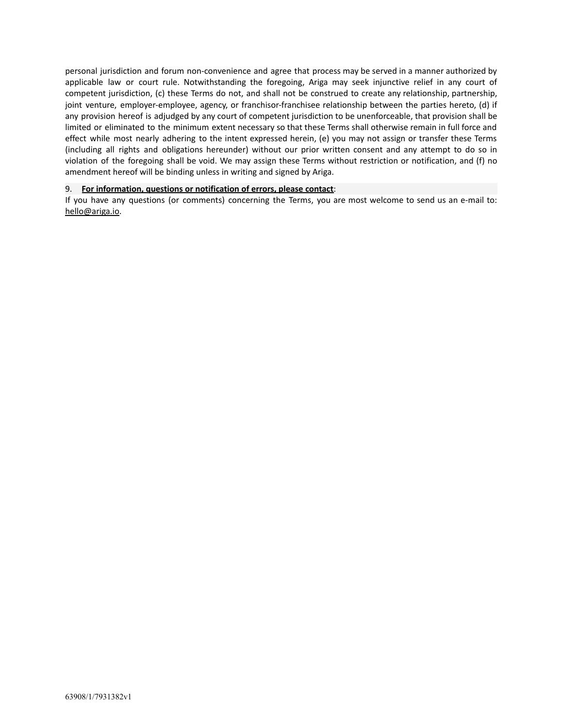personal jurisdiction and forum non-convenience and agree that process may be served in a manner authorized by applicable law or court rule. Notwithstanding the foregoing, Ariga may seek injunctive relief in any court of competent jurisdiction, (c) these Terms do not, and shall not be construed to create any relationship, partnership, joint venture, employer-employee, agency, or franchisor-franchisee relationship between the parties hereto, (d) if any provision hereof is adjudged by any court of competent jurisdiction to be unenforceable, that provision shall be limited or eliminated to the minimum extent necessary so that these Terms shall otherwise remain in full force and effect while most nearly adhering to the intent expressed herein, (e) you may not assign or transfer these Terms (including all rights and obligations hereunder) without our prior written consent and any attempt to do so in violation of the foregoing shall be void. We may assign these Terms without restriction or notification, and (f) no amendment hereof will be binding unless in writing and signed by Ariga.

9. **For information, questions or notification of errors, please contact**:

If you have any questions (or comments) concerning the Terms, you are most welcome to send us an e-mail to: hello@ariga.io.

63908/1/7931382v1